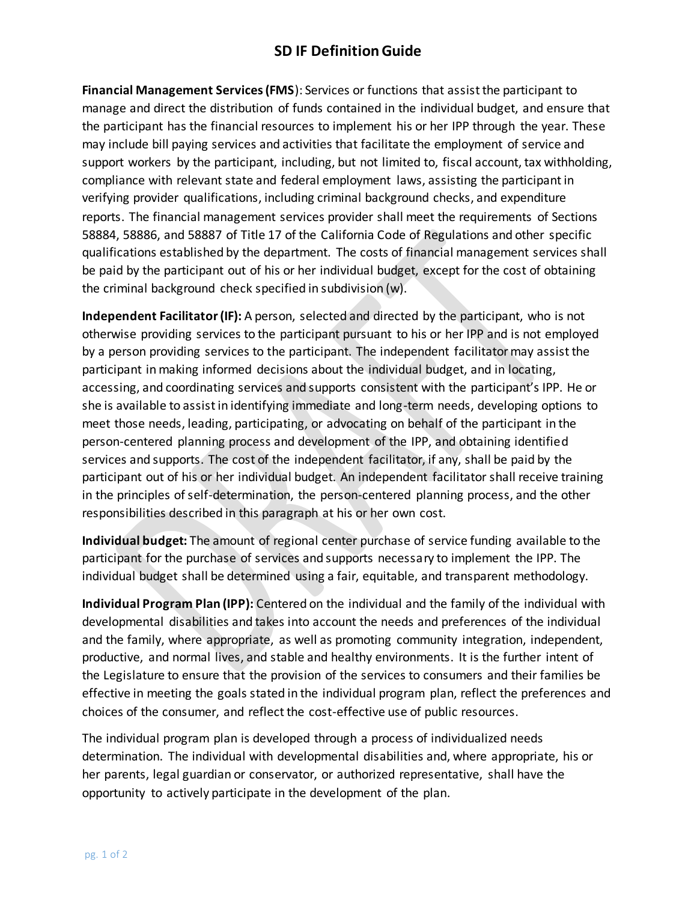# SD IF Definition Guide

**Financial Management Services (FMS)**: Services or functions that assist the participant to manage and direct the distribution of funds contained in the individual budget, and ensure that the participant has the financial resources to implement his or her IPP through the year. These may include bill paying services and activities that facilitate the employment of service and support workers by the participant, including, but not limited to, fiscal account, tax withholding, compliance with relevant state and federal employment laws, assisting the participant in verifying provider qualifications, including criminal background checks, and expenditure reports. The financial management services provider shall meet the requirements of Sections 58884, 58886, and 58887 of Title 17 of the California Code of Regulations and other specific qualifications established by the department. The costs of financial management services shall be paid by the participant out of his or her individual budget, except for the cost of obtaining the criminal background check specified in subdivision (w).

**Independent Facilitator (IF):** A person, selected and directed by the participant, who is not otherwise providing services to the participant pursuant to his or her IPP and is not employed by a person providing services to the participant. The independent facilitator may assist the participant in making informed decisions about the individual budget, and in locating, accessing, and coordinating services and supports consistent with the participant's IPP. He or she is available to assist in identifying immediate and long-term needs, developing options to meet those needs, leading, participating, or advocating on behalf of the participant in the person-centered planning process and development of the IPP, and obtaining identified services and supports. The cost of the independent facilitator, if any, shall be paid by the participant out of his or her individual budget. An independent facilitator shall receive training in the principles of self-determination, the person-centered planning process, and the other responsibilities described in this paragraph at his or her own cost.

**Individual budget:** The amount of regional center purchase of service funding available to the participant for the purchase of services and supports necessary to implement the IPP. The individual budget shall be determined using a fair, equitable, and transparent methodology.

**Individual Program Plan (IPP):** Centered on the individual and the family of the individual with developmental disabilities and takes into account the needs and preferences of the individual and the family, where appropriate, as well as promoting community integration, independent, productive, and normal lives, and stable and healthy environments. It is the further intent of the Legislature to ensure that the provision of the services to consumers and their families be effective in meeting the goals stated in the individual program plan, reflect the preferences and choices of the consumer, and reflect the cost-effective use of public resources.

The individual program plan is developed through a process of individualized needs determination. The individual with developmental disabilities and, where appropriate, his or her parents, legal guardian or conservator, or authorized representative, shall have the opportunity to actively participate in the development of the plan.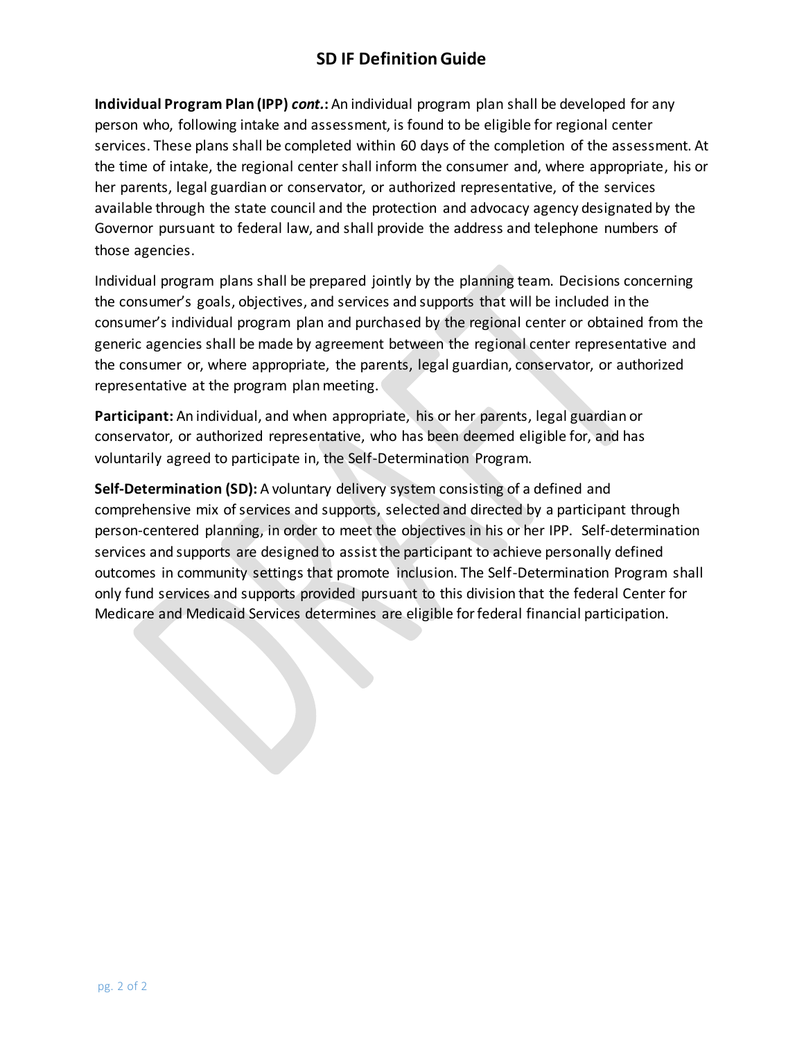**Individual Program Plan (IPP) *cont.*:** An individual program plan shall be developed for any person who, following intake and assessment, is found to be eligible for regional center services. These plans shall be completed within 60 days of the completion of the assessment. At the time of intake, the regional center shall inform the consumer and, where appropriate, his or her parents, legal guardian or conservator, or authorized representative, of the services available through the state council and the protection and advocacy agency designated by the Governor pursuant to federal law, and shall provide the address and telephone numbers of those agencies.

Individual program plans shall be prepared jointly by the planning team. Decisions concerning the consumer's goals, objectives, and services and supports that will be included in the consumer's individual program plan and purchased by the regional center or obtained from the generic agencies shall be made by agreement between the regional center representative and the consumer or, where appropriate, the parents, legal guardian, conservator, or authorized representative at the program plan meeting.

**Participant:** An individual, and when appropriate, his or her parents, legal guardian or conservator, or authorized representative, who has been deemed eligible for, and has voluntarily agreed to participate in, the Self-Determination Program.

**Self-Determination (SD):** A voluntary delivery system consisting of a defined and comprehensive mix of services and supports, selected and directed by a participant through person-centered planning, in order to meet the objectives in his or her IPP. Self-determination services and supports are designed to assist the participant to achieve personally defined outcomes in community settings that promote inclusion. The Self-Determination Program shall only fund services and supports provided pursuant to this division that the federal Center for Medicare and Medicaid Services determines are eligible for federal financial participation.